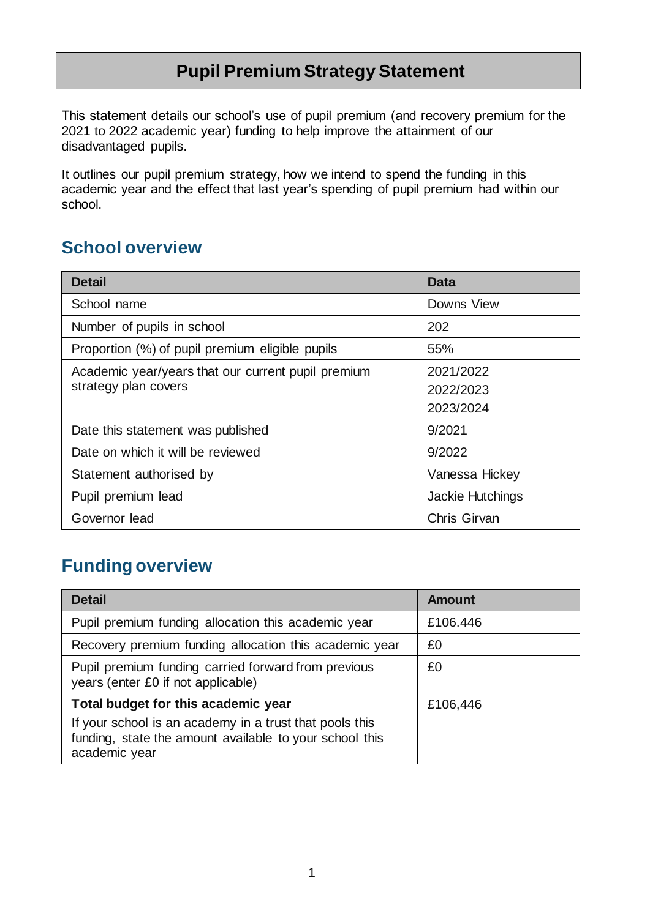# Pupil Premium Strategy Statement

This statement details our school's use of pupil premium (and recovery premium for the 2021 to 2022 academic year) funding to help improve the attainment of our disadvantaged pupils.

It outlines our pupil premium strategy, how we intend to spend the funding in this academic year and the effect that last year's spending of pupil premium had within our school.

## School overview

| Detail | Data |
|---|---|
| School name | Downs View |
| Number of pupils in school | 202 |
| Proportion (%) of pupil premium eligible pupils | 55% |
| Academic year/years that our current pupil premium strategy plan covers | 2021/2022<br>2022/2023<br>2023/2024 |
| Date this statement was published | 9/2021 |
| Date on which it will be reviewed | 9/2022 |
| Statement authorised by | Vanessa Hickey |
| Pupil premium lead | Jackie Hutchings |
| Governor lead | Chris Girvan |

## Funding overview

| Detail | Amount |
|---|---|
| Pupil premium funding allocation this academic year | £106.446 |
| Recovery premium funding allocation this academic year | £0 |
| Pupil premium funding carried forward from previous years (enter £0 if not applicable) | £0 |
| **Total budget for this academic year**<br>If your school is an academy in a trust that pools this funding, state the amount available to your school this academic year | £106,446 |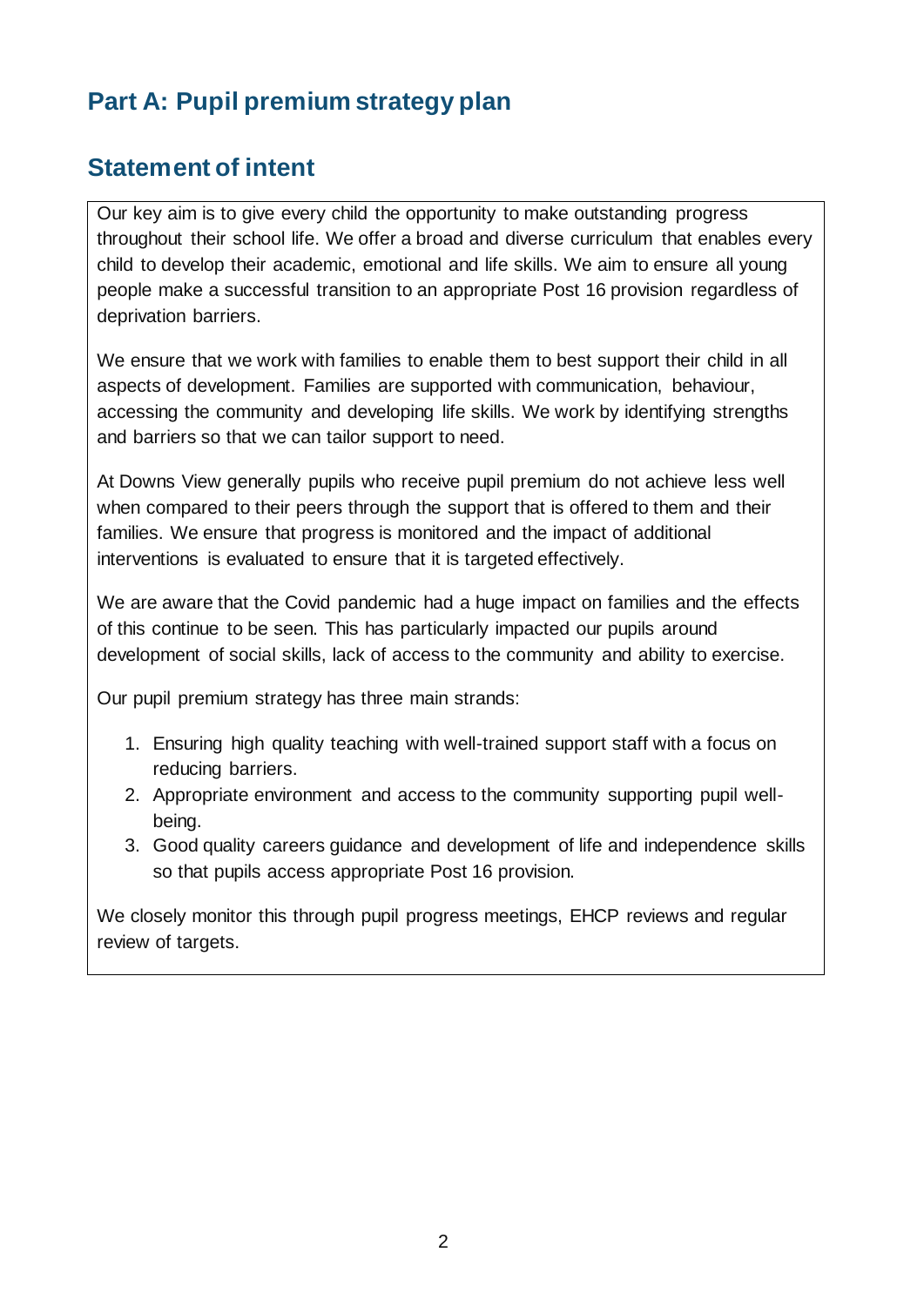# Part A: Pupil premium strategy plan

## Statement of intent

Our key aim is to give every child the opportunity to make outstanding progress throughout their school life. We offer a broad and diverse curriculum that enables every child to develop their academic, emotional and life skills. We aim to ensure all young people make a successful transition to an appropriate Post 16 provision regardless of deprivation barriers.

We ensure that we work with families to enable them to best support their child in all aspects of development. Families are supported with communication, behaviour, accessing the community and developing life skills. We work by identifying strengths and barriers so that we can tailor support to need.

At Downs View generally pupils who receive pupil premium do not achieve less well when compared to their peers through the support that is offered to them and their families. We ensure that progress is monitored and the impact of additional interventions is evaluated to ensure that it is targeted effectively.

We are aware that the Covid pandemic had a huge impact on families and the effects of this continue to be seen. This has particularly impacted our pupils around development of social skills, lack of access to the community and ability to exercise.

Our pupil premium strategy has three main strands:

1. Ensuring high quality teaching with well-trained support staff with a focus on reducing barriers.
2. Appropriate environment and access to the community supporting pupil well-being.
3. Good quality careers guidance and development of life and independence skills so that pupils access appropriate Post 16 provision.

We closely monitor this through pupil progress meetings, EHCP reviews and regular review of targets.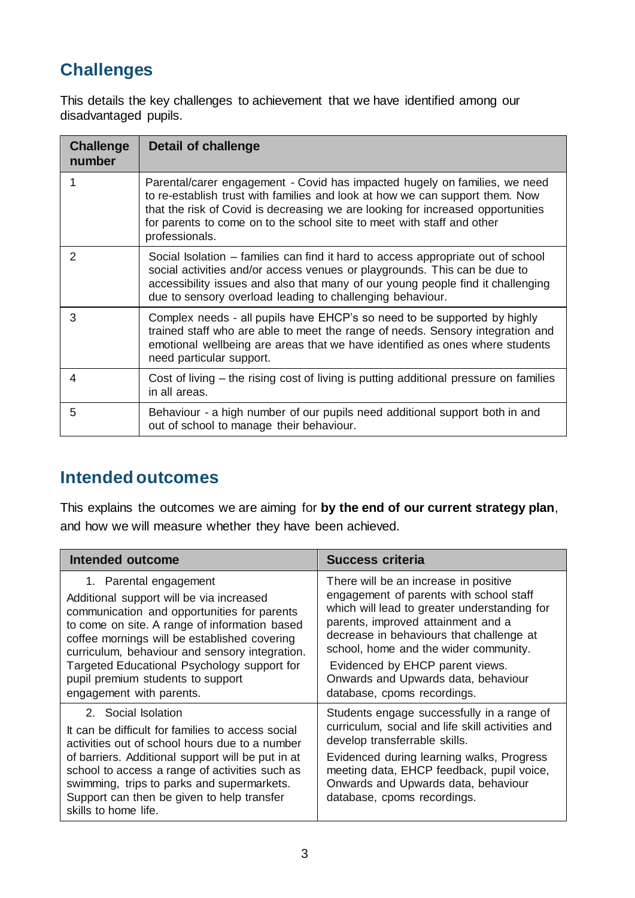## Challenges

This details the key challenges to achievement that we have identified among our disadvantaged pupils.

| Challenge number | Detail of challenge |
|---|---|
| 1 | Parental/carer engagement - Covid has impacted hugely on families, we need to re-establish trust with families and look at how we can support them. Now that the risk of Covid is decreasing we are looking for increased opportunities for parents to come on to the school site to meet with staff and other professionals. |
| 2 | Social Isolation – families can find it hard to access appropriate out of school social activities and/or access venues or playgrounds. This can be due to accessibility issues and also that many of our young people find it challenging due to sensory overload leading to challenging behaviour. |
| 3 | Complex needs - all pupils have EHCP's so need to be supported by highly trained staff who are able to meet the range of needs. Sensory integration and emotional wellbeing are areas that we have identified as ones where students need particular support. |
| 4 | Cost of living – the rising cost of living is putting additional pressure on families in all areas. |
| 5 | Behaviour - a high number of our pupils need additional support both in and out of school to manage their behaviour. |

## Intended outcomes

This explains the outcomes we are aiming for **by the end of our current strategy plan**, and how we will measure whether they have been achieved.

| Intended outcome | Success criteria |
|---|---|
| 1. Parental engagement<br>Additional support will be via increased communication and opportunities for parents to come on site. A range of information based coffee mornings will be established covering curriculum, behaviour and sensory integration. Targeted Educational Psychology support for pupil premium students to support engagement with parents. | There will be an increase in positive engagement of parents with school staff which will lead to greater understanding for parents, improved attainment and a decrease in behaviours that challenge at school, home and the wider community.<br>Evidenced by EHCP parent views. Onwards and Upwards data, behaviour database, cpoms recordings. |
| 2. Social Isolation<br>It can be difficult for families to access social activities out of school hours due to a number of barriers. Additional support will be put in at school to access a range of activities such as swimming, trips to parks and supermarkets. Support can then be given to help transfer skills to home life. | Students engage successfully in a range of curriculum, social and life skill activities and develop transferrable skills.<br>Evidenced during learning walks, Progress meeting data, EHCP feedback, pupil voice, Onwards and Upwards data, behaviour database, cpoms recordings. |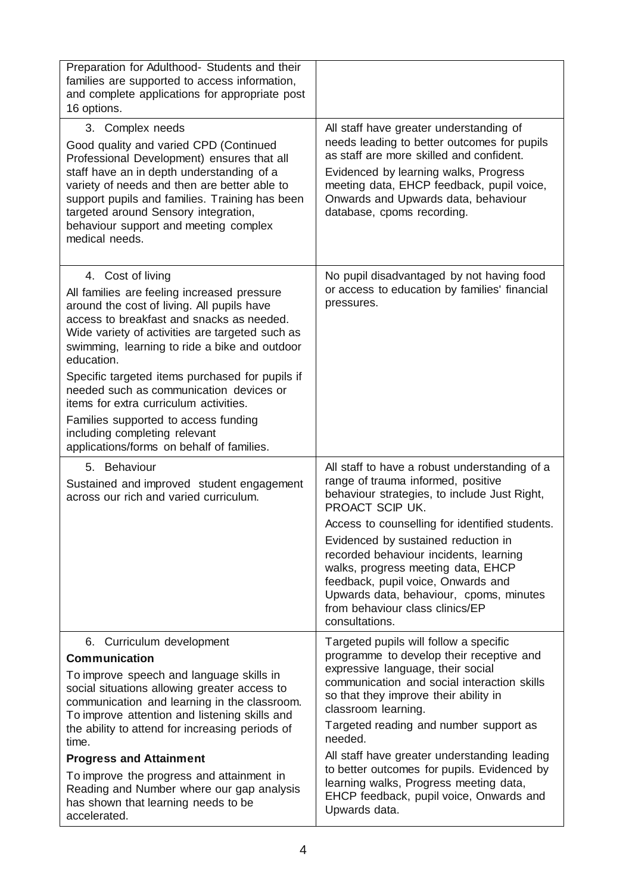| | |
|---|---|
| Preparation for Adulthood- Students and their families are supported to access information, and complete applications for appropriate post 16 options. | |
| 3. Complex needs<br><br>Good quality and varied CPD (Continued Professional Development) ensures that all staff have an in depth understanding of a variety of needs and then are better able to support pupils and families. Training has been targeted around Sensory integration, behaviour support and meeting complex medical needs. | All staff have greater understanding of needs leading to better outcomes for pupils as staff are more skilled and confident.<br><br>Evidenced by learning walks, Progress meeting data, EHCP feedback, pupil voice, Onwards and Upwards data, behaviour database, cpoms recording. |
| 4. Cost of living<br><br>All families are feeling increased pressure around the cost of living. All pupils have access to breakfast and snacks as needed. Wide variety of activities are targeted such as swimming, learning to ride a bike and outdoor education.<br><br>Specific targeted items purchased for pupils if needed such as communication devices or items for extra curriculum activities.<br><br>Families supported to access funding including completing relevant applications/forms on behalf of families. | No pupil disadvantaged by not having food or access to education by families' financial pressures. |
| 5. Behaviour<br><br>Sustained and improved student engagement across our rich and varied curriculum. | All staff to have a robust understanding of a range of trauma informed, positive behaviour strategies, to include Just Right, PROACT SCIP UK.<br><br>Access to counselling for identified students.<br><br>Evidenced by sustained reduction in recorded behaviour incidents, learning walks, progress meeting data, EHCP feedback, pupil voice, Onwards and Upwards data, behaviour, cpoms, minutes from behaviour class clinics/EP consultations. |
| 6. Curriculum development<br><br>**Communication**<br><br>To improve speech and language skills in social situations allowing greater access to communication and learning in the classroom. To improve attention and listening skills and the ability to attend for increasing periods of time.<br><br>**Progress and Attainment**<br><br>To improve the progress and attainment in Reading and Number where our gap analysis has shown that learning needs to be accelerated. | Targeted pupils will follow a specific programme to develop their receptive and expressive language, their social communication and social interaction skills so that they improve their ability in classroom learning.<br><br>Targeted reading and number support as needed.<br><br>All staff have greater understanding leading to better outcomes for pupils. Evidenced by learning walks, Progress meeting data, EHCP feedback, pupil voice, Onwards and Upwards data. |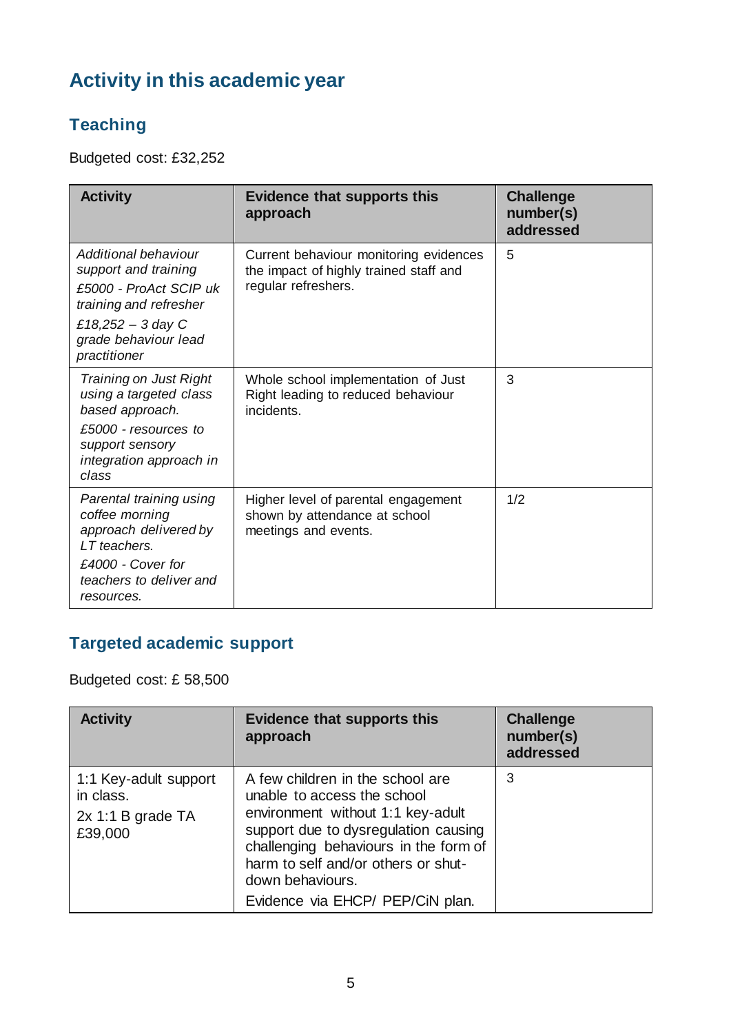## Activity in this academic year

### Teaching

Budgeted cost: £32,252

| Activity | Evidence that supports this approach | Challenge number(s) addressed |
| --- | --- | --- |
| *Additional behaviour support and training*<br>*£5000 - ProAct SCIP uk training and refresher*<br>*£18,252 – 3 day C grade behaviour lead practitioner* | Current behaviour monitoring evidences the impact of highly trained staff and regular refreshers. | 5 |
| *Training on Just Right using a targeted class based approach.*<br>*£5000 - resources to support sensory integration approach in class* | Whole school implementation of Just Right leading to reduced behaviour incidents. | 3 |
| *Parental training using coffee morning approach delivered by LT teachers.*<br>*£4000 - Cover for teachers to deliver and resources.* | Higher level of parental engagement shown by attendance at school meetings and events. | 1/2 |

### Targeted academic support

Budgeted cost: £ 58,500

| Activity | Evidence that supports this approach | Challenge number(s) addressed |
| --- | --- | --- |
| 1:1 Key-adult support in class.<br>2x 1:1 B grade TA £39,000 | A few children in the school are unable to access the school environment without 1:1 key-adult support due to dysregulation causing challenging behaviours in the form of harm to self and/or others or shut-down behaviours.<br>Evidence via EHCP/ PEP/CiN plan. | 3 |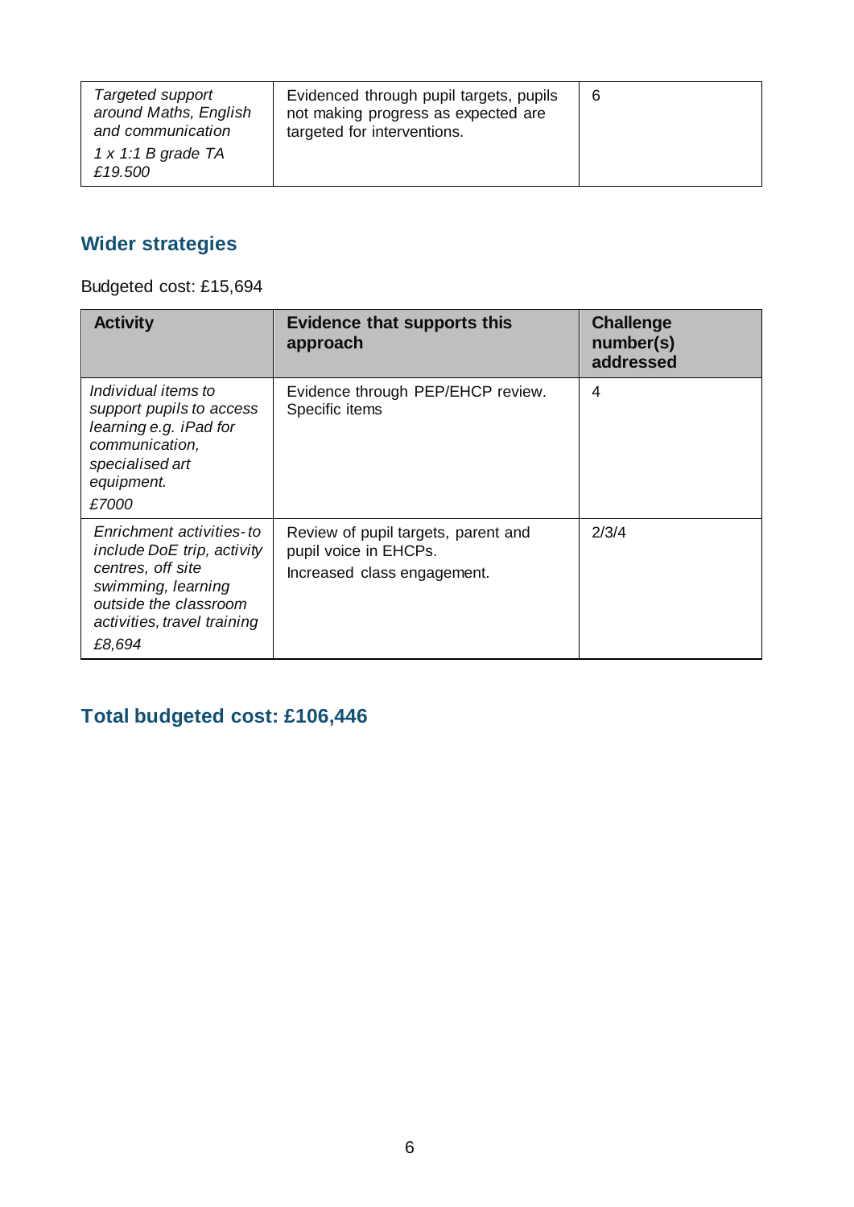| *Targeted support around Maths, English and communication*<br>*1 x 1:1 B grade TA £19.500* | Evidenced through pupil targets, pupils not making progress as expected are targeted for interventions. | 6 |
|---|---|---|

## Wider strategies

Budgeted cost: £15,694

| Activity | Evidence that supports this approach | Challenge number(s) addressed |
|---|---|---|
| *Individual items to support pupils to access learning e.g. iPad for communication, specialised art equipment.*<br>*£7000* | Evidence through PEP/EHCP review. Specific items | 4 |
| *Enrichment activities- to include DoE trip, activity centres, off site swimming, learning outside the classroom activities, travel training*<br>*£8,694* | Review of pupil targets, parent and pupil voice in EHCPs.<br>Increased class engagement. | 2/3/4 |

## Total budgeted cost: £106,446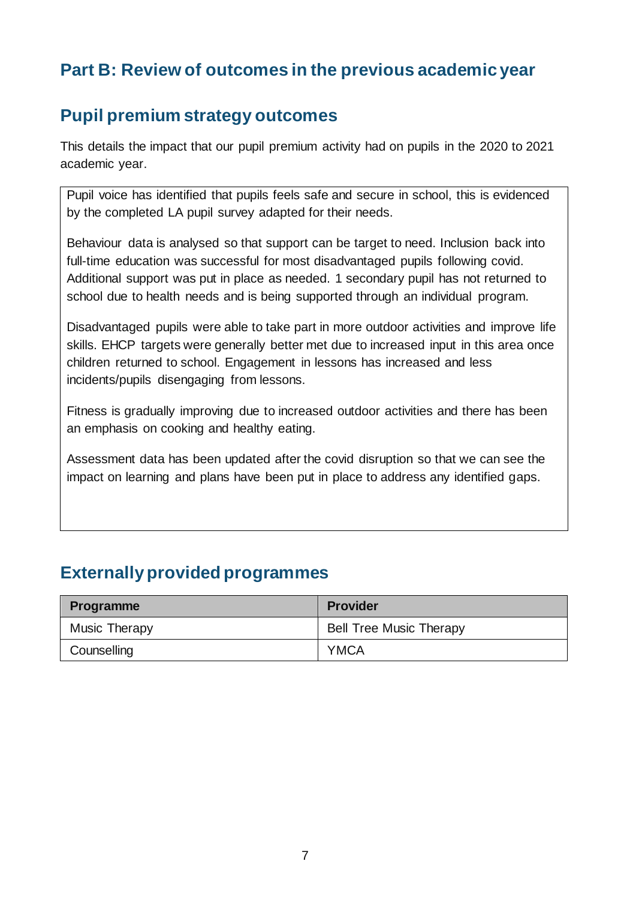# Part B: Review of outcomes in the previous academic year

## Pupil premium strategy outcomes

This details the impact that our pupil premium activity had on pupils in the 2020 to 2021 academic year.

Pupil voice has identified that pupils feels safe and secure in school, this is evidenced by the completed LA pupil survey adapted for their needs.

Behaviour data is analysed so that support can be target to need. Inclusion back into full-time education was successful for most disadvantaged pupils following covid. Additional support was put in place as needed. 1 secondary pupil has not returned to school due to health needs and is being supported through an individual program.

Disadvantaged pupils were able to take part in more outdoor activities and improve life skills. EHCP targets were generally better met due to increased input in this area once children returned to school. Engagement in lessons has increased and less incidents/pupils disengaging from lessons.

Fitness is gradually improving due to increased outdoor activities and there has been an emphasis on cooking and healthy eating.

Assessment data has been updated after the covid disruption so that we can see the impact on learning and plans have been put in place to address any identified gaps.

## Externally provided programmes

| Programme | Provider |
| --- | --- |
| Music Therapy | Bell Tree Music Therapy |
| Counselling | YMCA |